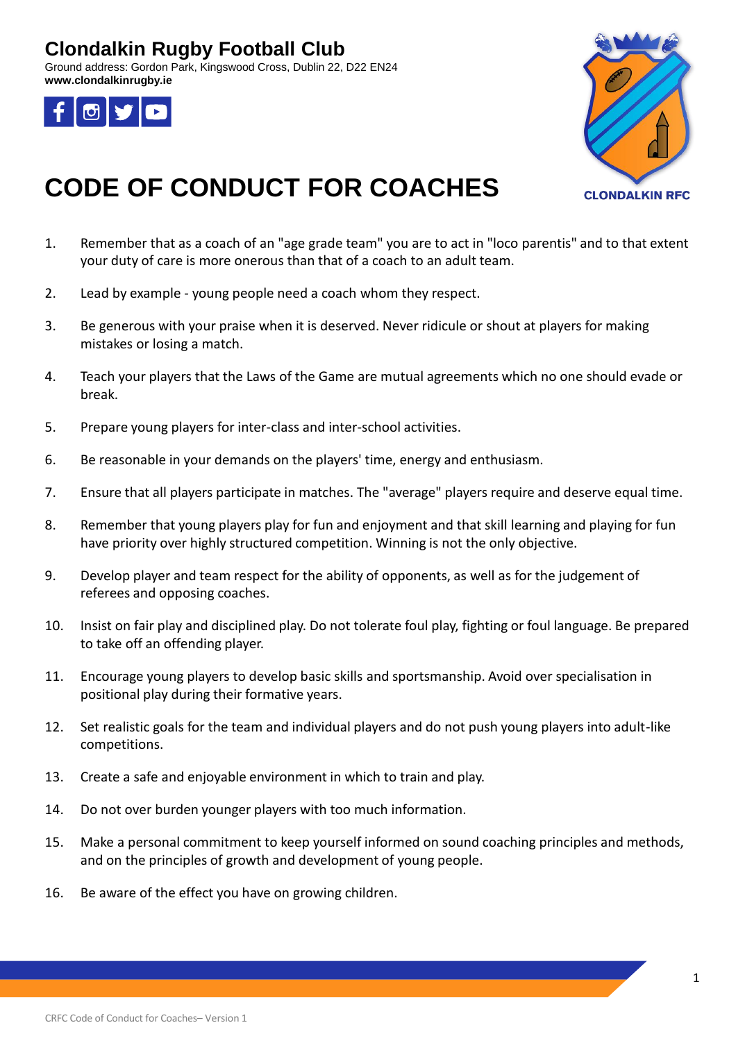# Clondalkin Rugby Football Club

Ground address: Gordon Park, Kingswood Cross, Dublin 22, D22 EN24
**www.clondalkinrugby.ie**

CLONDALKIN RFC

# CODE OF CONDUCT FOR COACHES

1. Remember that as a coach of an "age grade team" you are to act in "loco parentis" and to that extent your duty of care is more onerous than that of a coach to an adult team.
2. Lead by example - young people need a coach whom they respect.
3. Be generous with your praise when it is deserved. Never ridicule or shout at players for making mistakes or losing a match.
4. Teach your players that the Laws of the Game are mutual agreements which no one should evade or break.
5. Prepare young players for inter-class and inter-school activities.
6. Be reasonable in your demands on the players' time, energy and enthusiasm.
7. Ensure that all players participate in matches. The "average" players require and deserve equal time.
8. Remember that young players play for fun and enjoyment and that skill learning and playing for fun have priority over highly structured competition. Winning is not the only objective.
9. Develop player and team respect for the ability of opponents, as well as for the judgement of referees and opposing coaches.
10. Insist on fair play and disciplined play. Do not tolerate foul play, fighting or foul language. Be prepared to take off an offending player.
11. Encourage young players to develop basic skills and sportsmanship. Avoid over specialisation in positional play during their formative years.
12. Set realistic goals for the team and individual players and do not push young players into adult-like competitions.
13. Create a safe and enjoyable environment in which to train and play.
14. Do not over burden younger players with too much information.
15. Make a personal commitment to keep yourself informed on sound coaching principles and methods, and on the principles of growth and development of young people.
16. Be aware of the effect you have on growing children.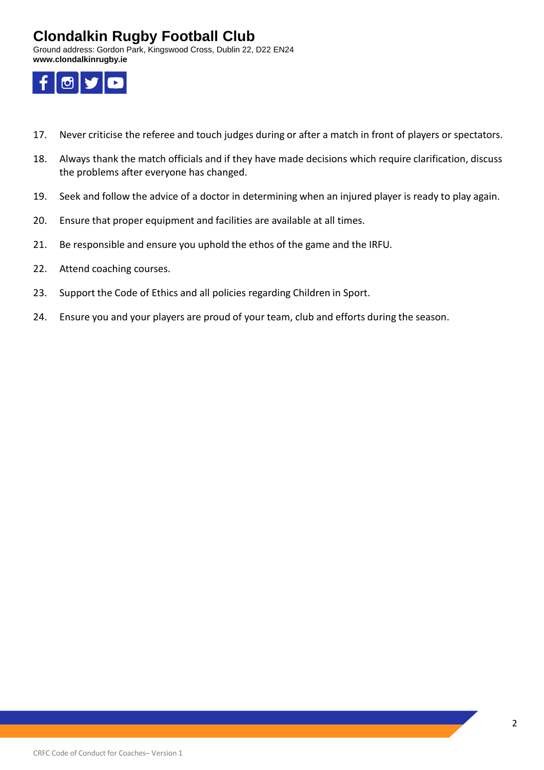17. Never criticise the referee and touch judges during or after a match in front of players or spectators.
18. Always thank the match officials and if they have made decisions which require clarification, discuss the problems after everyone has changed.
19. Seek and follow the advice of a doctor in determining when an injured player is ready to play again.
20. Ensure that proper equipment and facilities are available at all times.
21. Be responsible and ensure you uphold the ethos of the game and the IRFU.
22. Attend coaching courses.
23. Support the Code of Ethics and all policies regarding Children in Sport.
24. Ensure you and your players are proud of your team, club and efforts during the season.